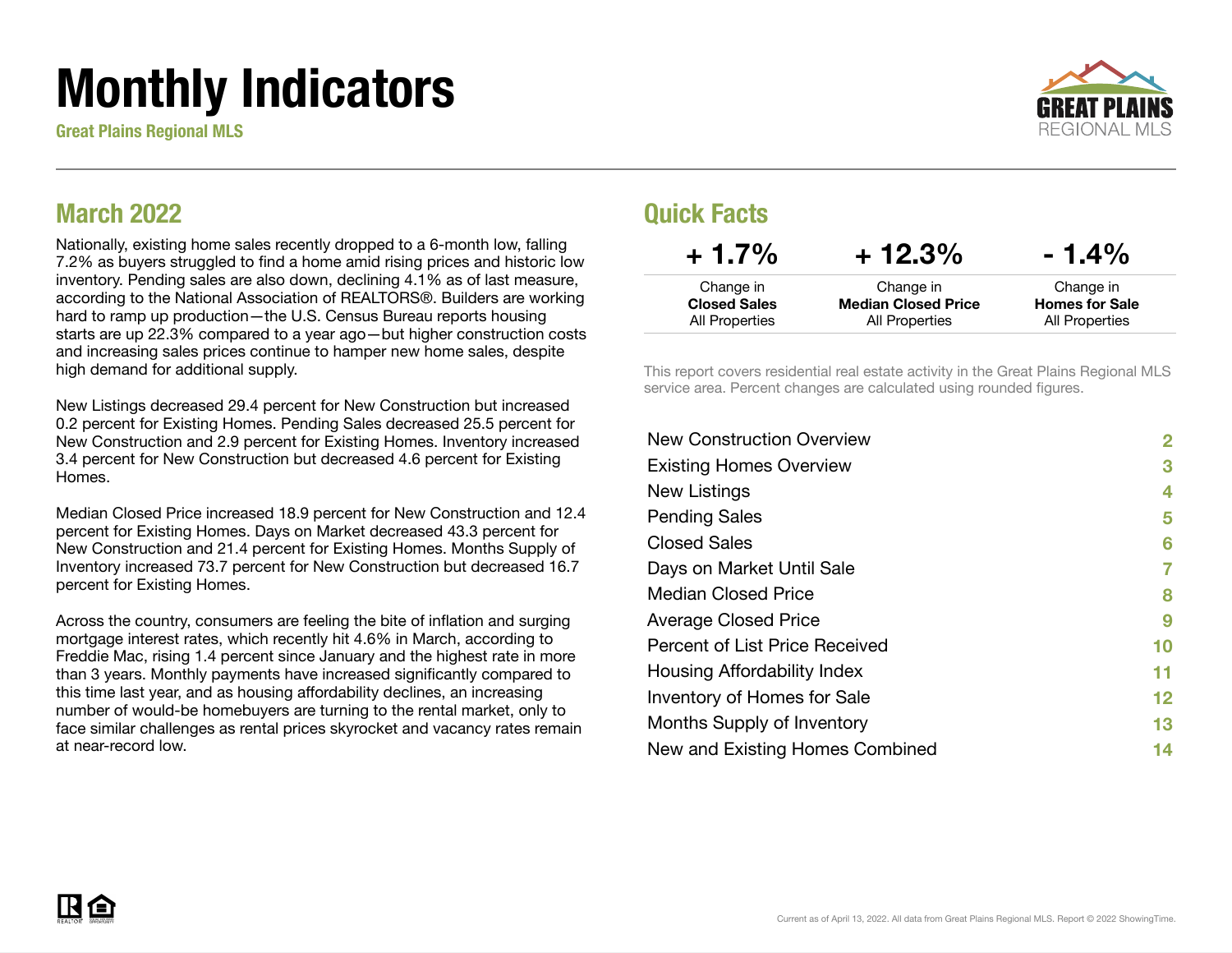# Monthly Indicators

**Great Plains Regional MLS**

## March 2022

Nationally, existing home sales recently dropped to a 6-month low, falling 7.2% as buyers struggled to find a home amid rising prices and historic low inventory. Pending sales are also down, declining 4.1% as of last measure, according to the National Association of REALTORS®. Builders are working hard to ramp up production—the U.S. Census Bureau reports housing starts are up 22.3% compared to a year ago—but higher construction costs and increasing sales prices continue to hamper new home sales, despite high demand for additional supply.

New Listings decreased 29.4 percent for New Construction but increased 0.2 percent for Existing Homes. Pending Sales decreased 25.5 percent for New Construction and 2.9 percent for Existing Homes. Inventory increased 3.4 percent for New Construction but decreased 4.6 percent for Existing Homes.

Median Closed Price increased 18.9 percent for New Construction and 12.4 percent for Existing Homes. Days on Market decreased 43.3 percent for New Construction and 21.4 percent for Existing Homes. Months Supply of Inventory increased 73.7 percent for New Construction but decreased 16.7 percent for Existing Homes.

Across the country, consumers are feeling the bite of inflation and surging mortgage interest rates, which recently hit 4.6% in March, according to Freddie Mac, rising 1.4 percent since January and the highest rate in more than 3 years. Monthly payments have increased significantly compared to this time last year, and as housing affordability declines, an increasing number of would-be homebuyers are turning to the rental market, only to face similar challenges as rental prices skyrocket and vacancy rates remain at near-record low.

## Quick Facts

| + 1.7% | + 12.3% | - 1.4% |
|---|---|---|
| Change in **Closed Sales** All Properties | Change in **Median Closed Price** All Properties | Change in **Homes for Sale** All Properties |

This report covers residential real estate activity in the Great Plains Regional MLS service area. Percent changes are calculated using rounded figures.

| | |
|---|---|
| New Construction Overview | 2 |
| Existing Homes Overview | 3 |
| New Listings | 4 |
| Pending Sales | 5 |
| Closed Sales | 6 |
| Days on Market Until Sale | 7 |
| Median Closed Price | 8 |
| Average Closed Price | 9 |
| Percent of List Price Received | 10 |
| Housing Affordability Index | 11 |
| Inventory of Homes for Sale | 12 |
| Months Supply of Inventory | 13 |
| New and Existing Homes Combined | 14 |

Current as of April 13, 2022. All data from Great Plains Regional MLS. Report © 2022 ShowingTime.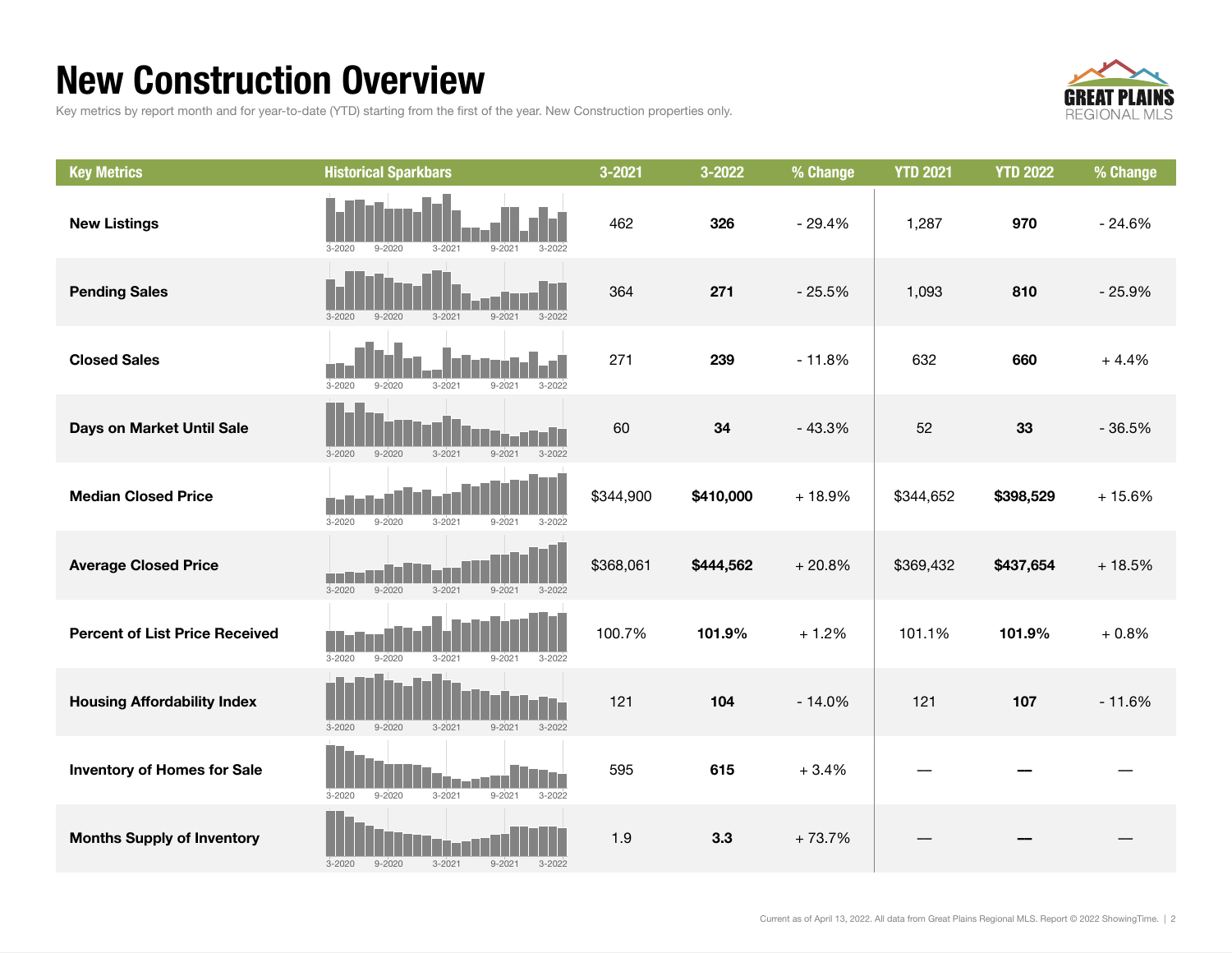# New Construction Overview

Key metrics by report month and for year-to-date (YTD) starting from the first of the year. New Construction properties only.

| Key Metrics | Historical Sparkbars | 3-2021 | 3-2022 | % Change | YTD 2021 | YTD 2022 | % Change |
|---|---|---|---|---|---|---|---|
| **New Listings** | 3-2020 9-2020 3-2021 9-2021 3-2022 | 462 | **326** | - 29.4% | 1,287 | **970** | - 24.6% |
| **Pending Sales** | 3-2020 9-2020 3-2021 9-2021 3-2022 | 364 | **271** | - 25.5% | 1,093 | **810** | - 25.9% |
| **Closed Sales** | 3-2020 9-2020 3-2021 9-2021 3-2022 | 271 | **239** | - 11.8% | 632 | **660** | + 4.4% |
| **Days on Market Until Sale** | 3-2020 9-2020 3-2021 9-2021 3-2022 | 60 | **34** | - 43.3% | 52 | **33** | - 36.5% |
| **Median Closed Price** | 3-2020 9-2020 3-2021 9-2021 3-2022 | $344,900 | **$410,000** | + 18.9% | $344,652 | **$398,529** | + 15.6% |
| **Average Closed Price** | 3-2020 9-2020 3-2021 9-2021 3-2022 | $368,061 | **$444,562** | + 20.8% | $369,432 | **$437,654** | + 18.5% |
| **Percent of List Price Received** | 3-2020 9-2020 3-2021 9-2021 3-2022 | 100.7% | **101.9%** | + 1.2% | 101.1% | **101.9%** | + 0.8% |
| **Housing Affordability Index** | 3-2020 9-2020 3-2021 9-2021 3-2022 | 121 | **104** | - 14.0% | 121 | **107** | - 11.6% |
| **Inventory of Homes for Sale** | 3-2020 9-2020 3-2021 9-2021 3-2022 | 595 | **615** | + 3.4% | — | **—** | — |
| **Months Supply of Inventory** | 3-2020 9-2020 3-2021 9-2021 3-2022 | 1.9 | **3.3** | + 73.7% | — | **—** | — |

Current as of April 13, 2022. All data from Great Plains Regional MLS. Report © 2022 ShowingTime.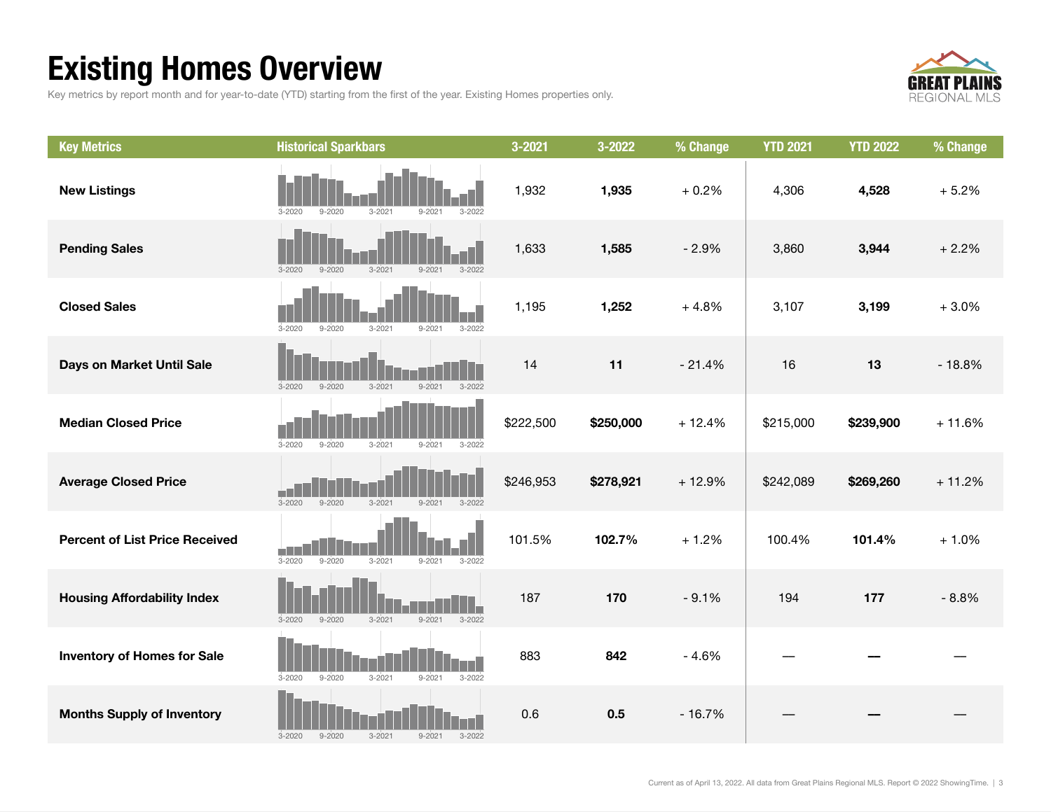# Existing Homes Overview

Key metrics by report month and for year-to-date (YTD) starting from the first of the year. Existing Homes properties only.

| Key Metrics | Historical Sparkbars | 3-2021 | 3-2022 | % Change | YTD 2021 | YTD 2022 | % Change |
|---|---|---|---|---|---|---|---|
| **New Listings** | 3-2020 9-2020 3-2021 9-2021 3-2022 | 1,932 | **1,935** | + 0.2% | 4,306 | **4,528** | + 5.2% |
| **Pending Sales** | 3-2020 9-2020 3-2021 9-2021 3-2022 | 1,633 | **1,585** | - 2.9% | 3,860 | **3,944** | + 2.2% |
| **Closed Sales** | 3-2020 9-2020 3-2021 9-2021 3-2022 | 1,195 | **1,252** | + 4.8% | 3,107 | **3,199** | + 3.0% |
| **Days on Market Until Sale** | 3-2020 9-2020 3-2021 9-2021 3-2022 | 14 | **11** | - 21.4% | 16 | **13** | - 18.8% |
| **Median Closed Price** | 3-2020 9-2020 3-2021 9-2021 3-2022 | $222,500 | **$250,000** | + 12.4% | $215,000 | **$239,900** | + 11.6% |
| **Average Closed Price** | 3-2020 9-2020 3-2021 9-2021 3-2022 | $246,953 | **$278,921** | + 12.9% | $242,089 | **$269,260** | + 11.2% |
| **Percent of List Price Received** | 3-2020 9-2020 3-2021 9-2021 3-2022 | 101.5% | **102.7%** | + 1.2% | 100.4% | **101.4%** | + 1.0% |
| **Housing Affordability Index** | 3-2020 9-2020 3-2021 9-2021 3-2022 | 187 | **170** | - 9.1% | 194 | **177** | - 8.8% |
| **Inventory of Homes for Sale** | 3-2020 9-2020 3-2021 9-2021 3-2022 | 883 | **842** | - 4.6% | — | **—** | — |
| **Months Supply of Inventory** | 3-2020 9-2020 3-2021 9-2021 3-2022 | 0.6 | **0.5** | - 16.7% | — | **—** | — |

Current as of April 13, 2022. All data from Great Plains Regional MLS. Report © 2022 ShowingTime.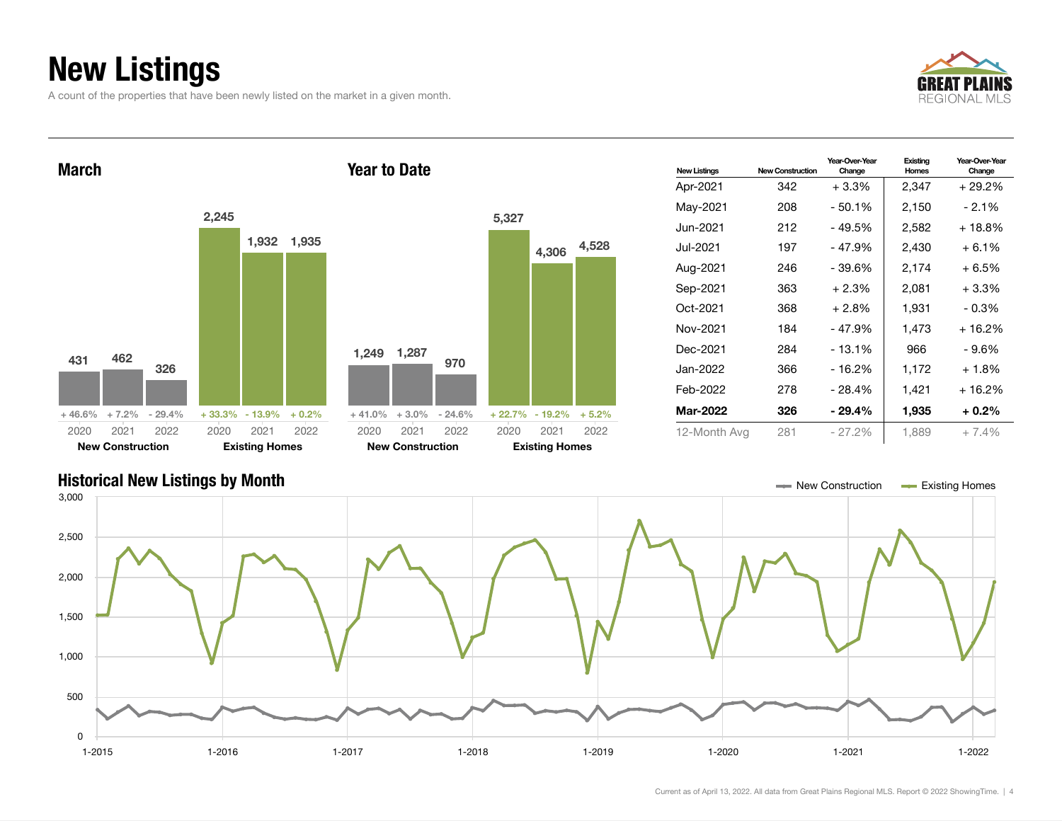# New Listings

A count of the properties that have been newly listed on the market in a given month.

## March

| | 2020 | 2021 | 2022 |
|---|---|---|---|
| New Construction | 431 | 462 | 326 |
| Change | + 46.6% | + 7.2% | - 29.4% |
| Existing Homes | 2,245 | 1,932 | 1,935 |
| Change | + 33.3% | - 13.9% | + 0.2% |

## Year to Date

| | 2020 | 2021 | 2022 |
|---|---|---|---|
| New Construction | 1,249 | 1,287 | 970 |
| Change | + 41.0% | + 3.0% | - 24.6% |
| Existing Homes | 5,327 | 4,306 | 4,528 |
| Change | + 22.7% | - 19.2% | + 5.2% |

| New Listings | New Construction | Year-Over-Year Change | Existing Homes | Year-Over-Year Change |
|---|---|---|---|---|
| Apr-2021 | 342 | + 3.3% | 2,347 | + 29.2% |
| May-2021 | 208 | - 50.1% | 2,150 | - 2.1% |
| Jun-2021 | 212 | - 49.5% | 2,582 | + 18.8% |
| Jul-2021 | 197 | - 47.9% | 2,430 | + 6.1% |
| Aug-2021 | 246 | - 39.6% | 2,174 | + 6.5% |
| Sep-2021 | 363 | + 2.3% | 2,081 | + 3.3% |
| Oct-2021 | 368 | + 2.8% | 1,931 | - 0.3% |
| Nov-2021 | 184 | - 47.9% | 1,473 | + 16.2% |
| Dec-2021 | 284 | - 13.1% | 966 | - 9.6% |
| Jan-2022 | 366 | - 16.2% | 1,172 | + 1.8% |
| Feb-2022 | 278 | - 28.4% | 1,421 | + 16.2% |
| **Mar-2022** | **326** | **- 29.4%** | **1,935** | **+ 0.2%** |
| 12-Month Avg | 281 | - 27.2% | 1,889 | + 7.4% |

## Historical New Listings by Month

New Construction — Existing Homes

Current as of April 13, 2022. All data from Great Plains Regional MLS. Report © 2022 ShowingTime.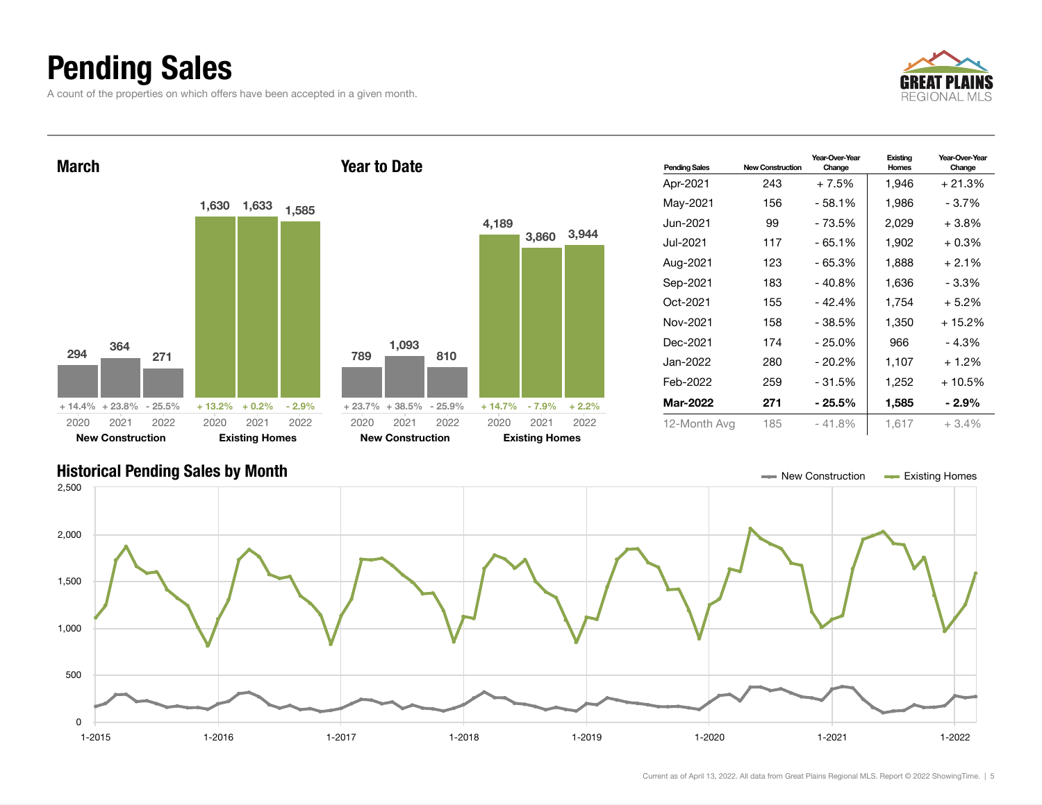# Pending Sales

A count of the properties on which offers have been accepted in a given month.

GREAT PLAINS REGIONAL MLS

### March

| | New Construction | | | Existing Homes | | |
|---|---|---|---|---|---|---|
| | 2020 | 2021 | 2022 | 2020 | 2021 | 2022 |
| Pending Sales | 294 | 364 | 271 | 1,630 | 1,633 | 1,585 |
| Change | + 14.4% | + 23.8% | - 25.5% | + 13.2% | + 0.2% | - 2.9% |

### Year to Date

| | New Construction | | | Existing Homes | | |
|---|---|---|---|---|---|---|
| | 2020 | 2021 | 2022 | 2020 | 2021 | 2022 |
| Pending Sales | 789 | 1,093 | 810 | 4,189 | 3,860 | 3,944 |
| Change | + 23.7% | + 38.5% | - 25.9% | + 14.7% | - 7.9% | + 2.2% |

| Pending Sales | New Construction | Year-Over-Year Change | Existing Homes | Year-Over-Year Change |
|---|---|---|---|---|
| Apr-2021 | 243 | + 7.5% | 1,946 | + 21.3% |
| May-2021 | 156 | - 58.1% | 1,986 | - 3.7% |
| Jun-2021 | 99 | - 73.5% | 2,029 | + 3.8% |
| Jul-2021 | 117 | - 65.1% | 1,902 | + 0.3% |
| Aug-2021 | 123 | - 65.3% | 1,888 | + 2.1% |
| Sep-2021 | 183 | - 40.8% | 1,636 | - 3.3% |
| Oct-2021 | 155 | - 42.4% | 1,754 | + 5.2% |
| Nov-2021 | 158 | - 38.5% | 1,350 | + 15.2% |
| Dec-2021 | 174 | - 25.0% | 966 | - 4.3% |
| Jan-2022 | 280 | - 20.2% | 1,107 | + 1.2% |
| Feb-2022 | 259 | - 31.5% | 1,252 | + 10.5% |
| **Mar-2022** | **271** | **- 25.5%** | **1,585** | **- 2.9%** |
| 12-Month Avg | 185 | - 41.8% | 1,617 | + 3.4% |

### Historical Pending Sales by Month

Current as of April 13, 2022. All data from Great Plains Regional MLS. Report © 2022 ShowingTime.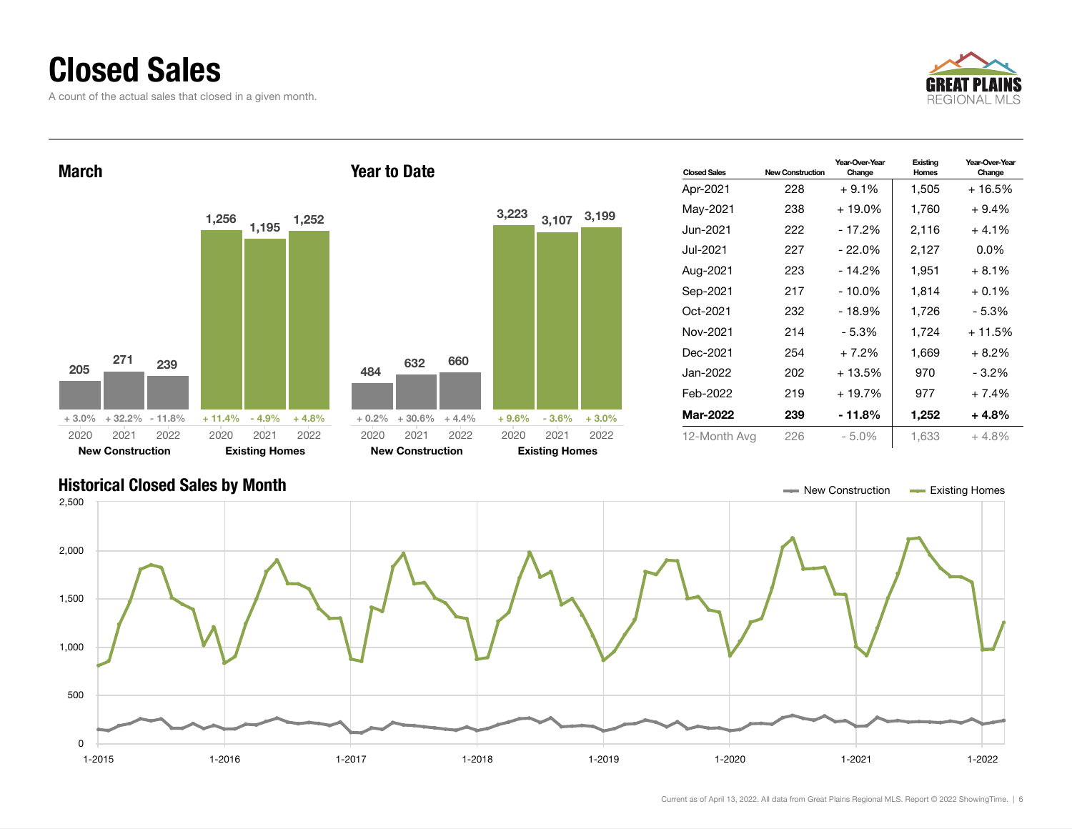# Closed Sales

A count of the actual sales that closed in a given month.

## March

| | 2020 | 2021 | 2022 |
|---|---|---|---|
| New Construction | 205 | 271 | 239 |
| Change | + 3.0% | + 32.2% | - 11.8% |
| Existing Homes | 1,256 | 1,195 | 1,252 |
| Change | + 11.4% | - 4.9% | + 4.8% |

## Year to Date

| | 2020 | 2021 | 2022 |
|---|---|---|---|
| New Construction | 484 | 632 | 660 |
| Change | + 0.2% | + 30.6% | + 4.4% |
| Existing Homes | 3,223 | 3,107 | 3,199 |
| Change | + 9.6% | - 3.6% | + 3.0% |

| Closed Sales | New Construction | Year-Over-Year Change | Existing Homes | Year-Over-Year Change |
|---|---|---|---|---|
| Apr-2021 | 228 | + 9.1% | 1,505 | + 16.5% |
| May-2021 | 238 | + 19.0% | 1,760 | + 9.4% |
| Jun-2021 | 222 | - 17.2% | 2,116 | + 4.1% |
| Jul-2021 | 227 | - 22.0% | 2,127 | 0.0% |
| Aug-2021 | 223 | - 14.2% | 1,951 | + 8.1% |
| Sep-2021 | 217 | - 10.0% | 1,814 | + 0.1% |
| Oct-2021 | 232 | - 18.9% | 1,726 | - 5.3% |
| Nov-2021 | 214 | - 5.3% | 1,724 | + 11.5% |
| Dec-2021 | 254 | + 7.2% | 1,669 | + 8.2% |
| Jan-2022 | 202 | + 13.5% | 970 | - 3.2% |
| Feb-2022 | 219 | + 19.7% | 977 | + 7.4% |
| **Mar-2022** | **239** | **- 11.8%** | **1,252** | **+ 4.8%** |
| 12-Month Avg | 226 | - 5.0% | 1,633 | + 4.8% |

## Historical Closed Sales by Month

Current as of April 13, 2022. All data from Great Plains Regional MLS. Report © 2022 ShowingTime.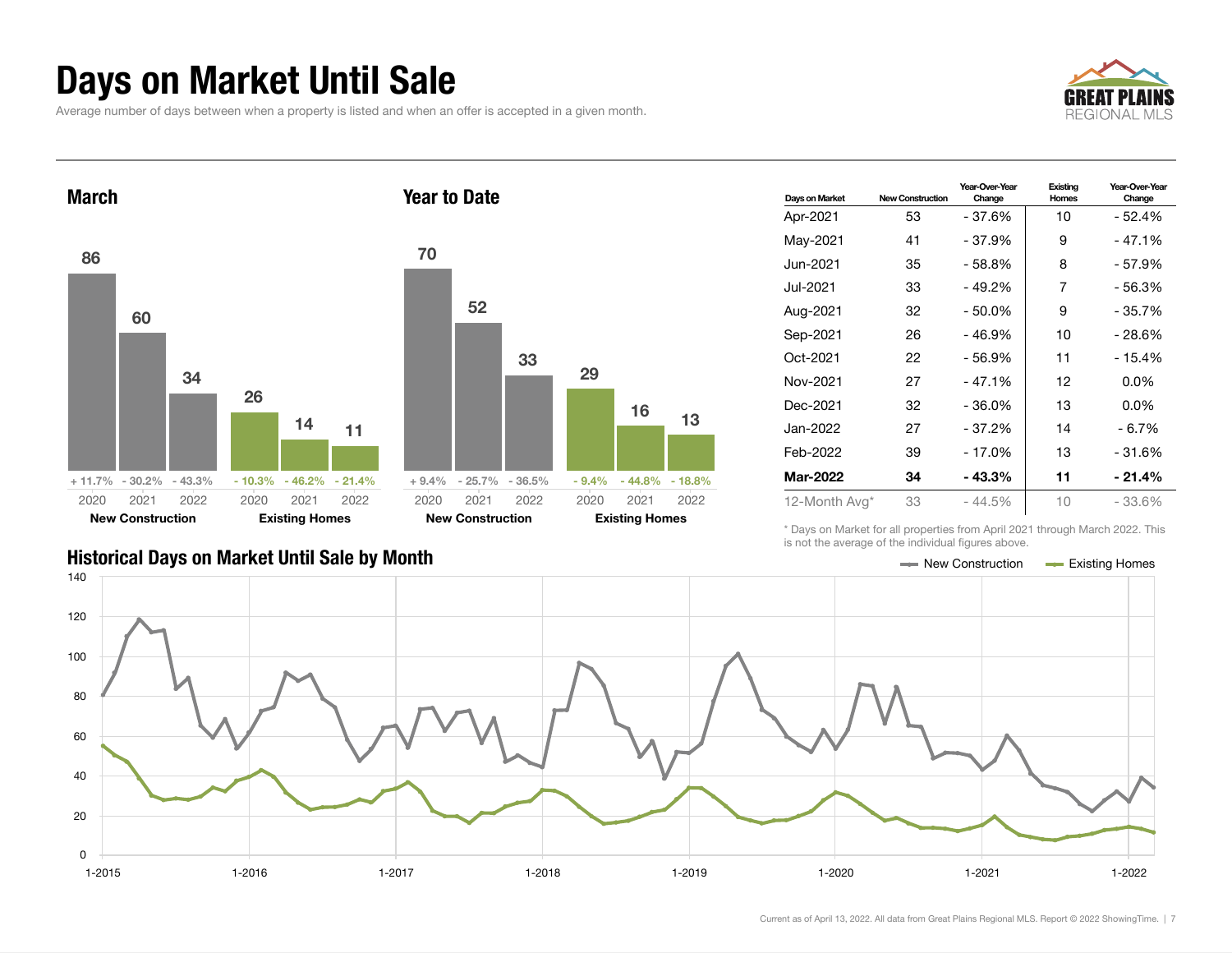# Days on Market Until Sale

Average number of days between when a property is listed and when an offer is accepted in a given month.

## March

| | 2020 | 2021 | 2022 |
|---|---|---|---|
| New Construction | 86 | 60 | 34 |
| Change | + 11.7% | - 30.2% | - 43.3% |
| Existing Homes | 26 | 14 | 11 |
| Change | - 10.3% | - 46.2% | - 21.4% |

## Year to Date

| | 2020 | 2021 | 2022 |
|---|---|---|---|
| New Construction | 70 | 52 | 33 |
| Change | + 9.4% | - 25.7% | - 36.5% |
| Existing Homes | 29 | 16 | 13 |
| Change | - 9.4% | - 44.8% | - 18.8% |

| Days on Market | New Construction | Year-Over-Year Change | Existing Homes | Year-Over-Year Change |
|---|---|---|---|---|
| Apr-2021 | 53 | - 37.6% | 10 | - 52.4% |
| May-2021 | 41 | - 37.9% | 9 | - 47.1% |
| Jun-2021 | 35 | - 58.8% | 8 | - 57.9% |
| Jul-2021 | 33 | - 49.2% | 7 | - 56.3% |
| Aug-2021 | 32 | - 50.0% | 9 | - 35.7% |
| Sep-2021 | 26 | - 46.9% | 10 | - 28.6% |
| Oct-2021 | 22 | - 56.9% | 11 | - 15.4% |
| Nov-2021 | 27 | - 47.1% | 12 | 0.0% |
| Dec-2021 | 32 | - 36.0% | 13 | 0.0% |
| Jan-2022 | 27 | - 37.2% | 14 | - 6.7% |
| Feb-2022 | 39 | - 17.0% | 13 | - 31.6% |
| **Mar-2022** | **34** | **- 43.3%** | **11** | **- 21.4%** |
| 12-Month Avg* | 33 | - 44.5% | 10 | - 33.6% |

* Days on Market for all properties from April 2021 through March 2022. This is not the average of the individual figures above.

## Historical Days on Market Until Sale by Month

New Construction | Existing Homes

Current as of April 13, 2022. All data from Great Plains Regional MLS. Report © 2022 ShowingTime.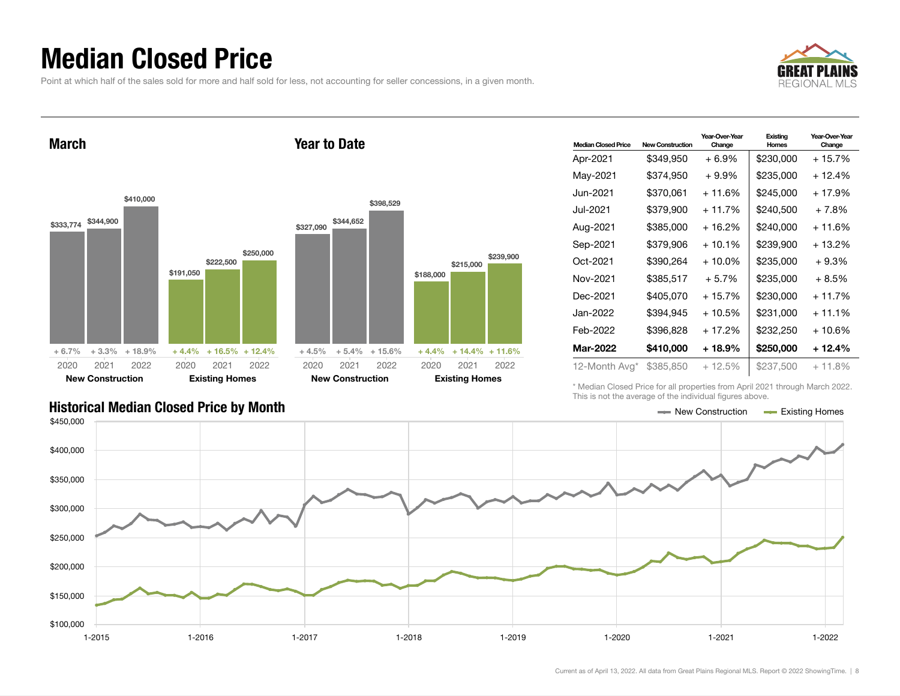# Median Closed Price

Point at which half of the sales sold for more and half sold for less, not accounting for seller concessions, in a given month.

## March

| | 2020 | 2021 | 2022 |
|---|---|---|---|
| New Construction | $333,774 | $344,900 | $410,000 |
| Change | + 6.7% | + 3.3% | + 18.9% |
| Existing Homes | $191,050 | $222,500 | $250,000 |
| Change | + 4.4% | + 16.5% | + 12.4% |

## Year to Date

| | 2020 | 2021 | 2022 |
|---|---|---|---|
| New Construction | $327,090 | $344,652 | $398,529 |
| Change | + 4.5% | + 5.4% | + 15.6% |
| Existing Homes | $188,000 | $215,000 | $239,900 |
| Change | + 4.4% | + 14.4% | + 11.6% |

| Median Closed Price | New Construction | Year-Over-Year Change | Existing Homes | Year-Over-Year Change |
|---|---|---|---|---|
| Apr-2021 | $349,950 | + 6.9% | $230,000 | + 15.7% |
| May-2021 | $374,950 | + 9.9% | $235,000 | + 12.4% |
| Jun-2021 | $370,061 | + 11.6% | $245,000 | + 17.9% |
| Jul-2021 | $379,900 | + 11.7% | $240,500 | + 7.8% |
| Aug-2021 | $385,000 | + 16.2% | $240,000 | + 11.6% |
| Sep-2021 | $379,906 | + 10.1% | $239,900 | + 13.2% |
| Oct-2021 | $390,264 | + 10.0% | $235,000 | + 9.3% |
| Nov-2021 | $385,517 | + 5.7% | $235,000 | + 8.5% |
| Dec-2021 | $405,070 | + 15.7% | $230,000 | + 11.7% |
| Jan-2022 | $394,945 | + 10.5% | $231,000 | + 11.1% |
| Feb-2022 | $396,828 | + 17.2% | $232,250 | + 10.6% |
| **Mar-2022** | **$410,000** | **+ 18.9%** | **$250,000** | **+ 12.4%** |
| 12-Month Avg* | $385,850 | + 12.5% | $237,500 | + 11.8% |

\* Median Closed Price for all properties from April 2021 through March 2022. This is not the average of the individual figures above.

## Historical Median Closed Price by Month

New Construction — Existing Homes

Current as of April 13, 2022. All data from Great Plains Regional MLS. Report © 2022 ShowingTime.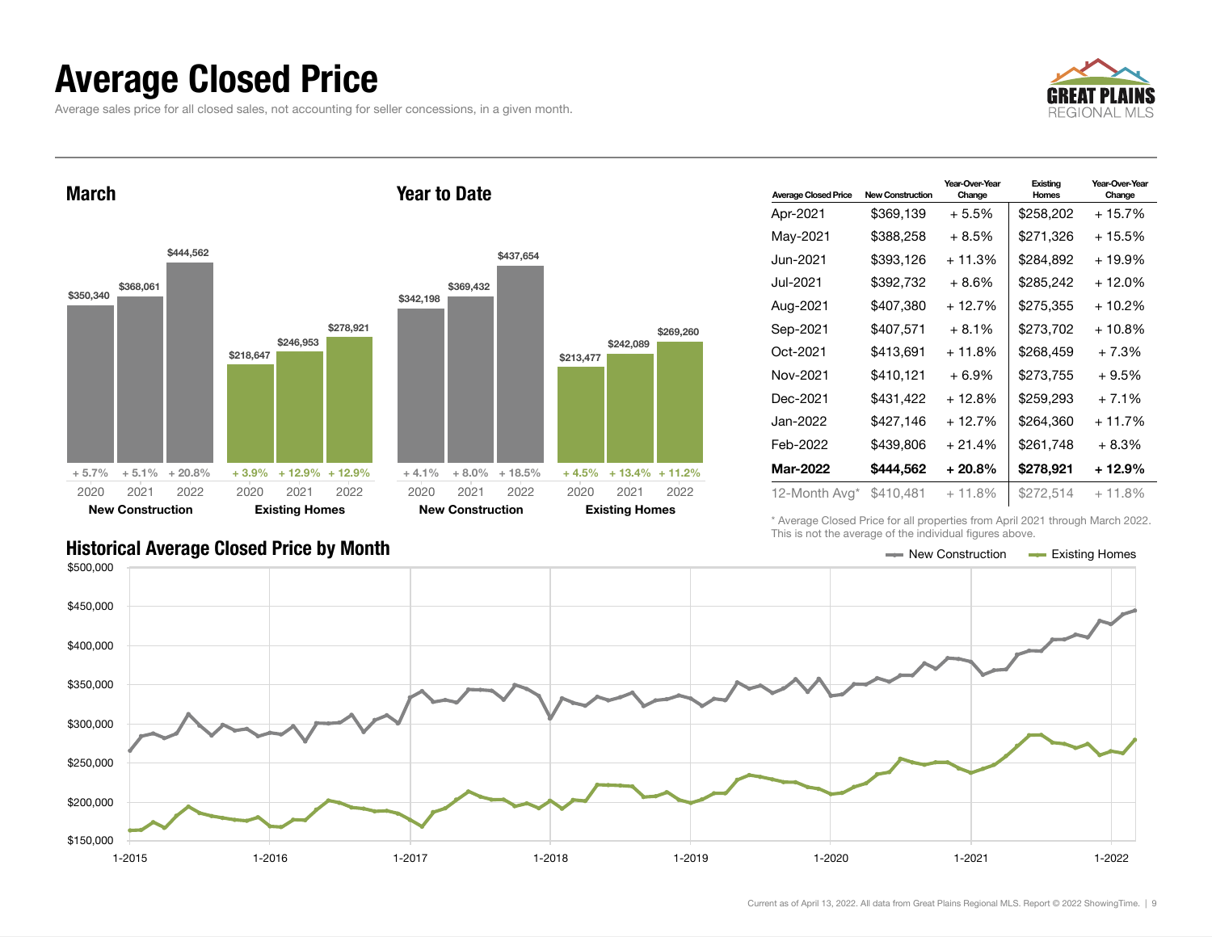# Average Closed Price

Average sales price for all closed sales, not accounting for seller concessions, in a given month.

### March

| | 2020 | 2021 | 2022 |
|---|---|---|---|
| New Construction | $350,340 | $368,061 | $444,562 |
| Year-Over-Year Change | + 5.7% | + 5.1% | + 20.8% |
| Existing Homes | $218,647 | $246,953 | $278,921 |
| Year-Over-Year Change | + 3.9% | + 12.9% | + 12.9% |

### Year to Date

| | 2020 | 2021 | 2022 |
|---|---|---|---|
| New Construction | $342,198 | $369,432 | $437,654 |
| Year-Over-Year Change | + 4.1% | + 8.0% | + 18.5% |
| Existing Homes | $213,477 | $242,089 | $269,260 |
| Year-Over-Year Change | + 4.5% | + 13.4% | + 11.2% |

| Average Closed Price | New Construction | Year-Over-Year Change | Existing Homes | Year-Over-Year Change |
|---|---|---|---|---|
| Apr-2021 | $369,139 | + 5.5% | $258,202 | + 15.7% |
| May-2021 | $388,258 | + 8.5% | $271,326 | + 15.5% |
| Jun-2021 | $393,126 | + 11.3% | $284,892 | + 19.9% |
| Jul-2021 | $392,732 | + 8.6% | $285,242 | + 12.0% |
| Aug-2021 | $407,380 | + 12.7% | $275,355 | + 10.2% |
| Sep-2021 | $407,571 | + 8.1% | $273,702 | + 10.8% |
| Oct-2021 | $413,691 | + 11.8% | $268,459 | + 7.3% |
| Nov-2021 | $410,121 | + 6.9% | $273,755 | + 9.5% |
| Dec-2021 | $431,422 | + 12.8% | $259,293 | + 7.1% |
| Jan-2022 | $427,146 | + 12.7% | $264,360 | + 11.7% |
| Feb-2022 | $439,806 | + 21.4% | $261,748 | + 8.3% |
| **Mar-2022** | **$444,562** | **+ 20.8%** | **$278,921** | **+ 12.9%** |
| 12-Month Avg* | $410,481 | + 11.8% | $272,514 | + 11.8% |

\* Average Closed Price for all properties from April 2021 through March 2022. This is not the average of the individual figures above.

### Historical Average Closed Price by Month

New Construction — Existing Homes

Current as of April 13, 2022. All data from Great Plains Regional MLS. Report © 2022 ShowingTime.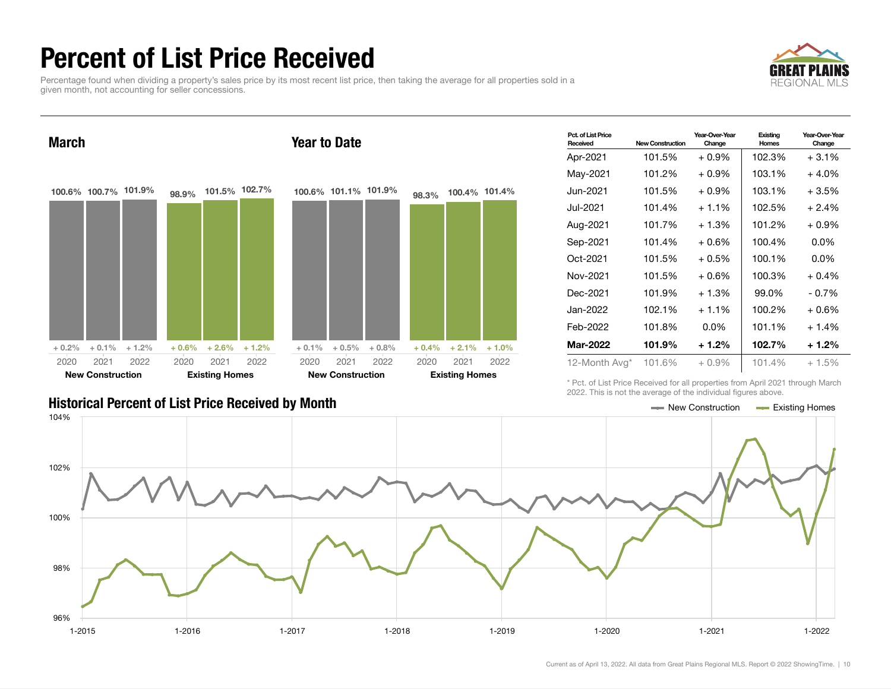# Percent of List Price Received

Percentage found when dividing a property's sales price by its most recent list price, then taking the average for all properties sold in a given month, not accounting for seller concessions.

## March

| | 2020 | 2021 | 2022 |
|---|---|---|---|
| New Construction | 100.6% (+ 0.2%) | 100.7% (+ 0.1%) | 101.9% (+ 1.2%) |
| Existing Homes | 98.9% (+ 0.6%) | 101.5% (+ 2.6%) | 102.7% (+ 1.2%) |

## Year to Date

| | 2020 | 2021 | 2022 |
|---|---|---|---|
| New Construction | 100.6% (+ 0.1%) | 101.1% (+ 0.5%) | 101.9% (+ 0.8%) |
| Existing Homes | 98.3% (+ 0.4%) | 100.4% (+ 2.1%) | 101.4% (+ 1.0%) |

| Pct. of List Price Received | New Construction | Year-Over-Year Change | Existing Homes | Year-Over-Year Change |
|---|---|---|---|---|
| Apr-2021 | 101.5% | + 0.9% | 102.3% | + 3.1% |
| May-2021 | 101.2% | + 0.9% | 103.1% | + 4.0% |
| Jun-2021 | 101.5% | + 0.9% | 103.1% | + 3.5% |
| Jul-2021 | 101.4% | + 1.1% | 102.5% | + 2.4% |
| Aug-2021 | 101.7% | + 1.3% | 101.2% | + 0.9% |
| Sep-2021 | 101.4% | + 0.6% | 100.4% | 0.0% |
| Oct-2021 | 101.5% | + 0.5% | 100.1% | 0.0% |
| Nov-2021 | 101.5% | + 0.6% | 100.3% | + 0.4% |
| Dec-2021 | 101.9% | + 1.3% | 99.0% | - 0.7% |
| Jan-2022 | 102.1% | + 1.1% | 100.2% | + 0.6% |
| Feb-2022 | 101.8% | 0.0% | 101.1% | + 1.4% |
| **Mar-2022** | **101.9%** | **+ 1.2%** | **102.7%** | **+ 1.2%** |
| 12-Month Avg* | 101.6% | + 0.9% | 101.4% | + 1.5% |

\* Pct. of List Price Received for all properties from April 2021 through March 2022. This is not the average of the individual figures above.

## Historical Percent of List Price Received by Month

New Construction — Existing Homes

Current as of April 13, 2022. All data from Great Plains Regional MLS. Report © 2022 ShowingTime.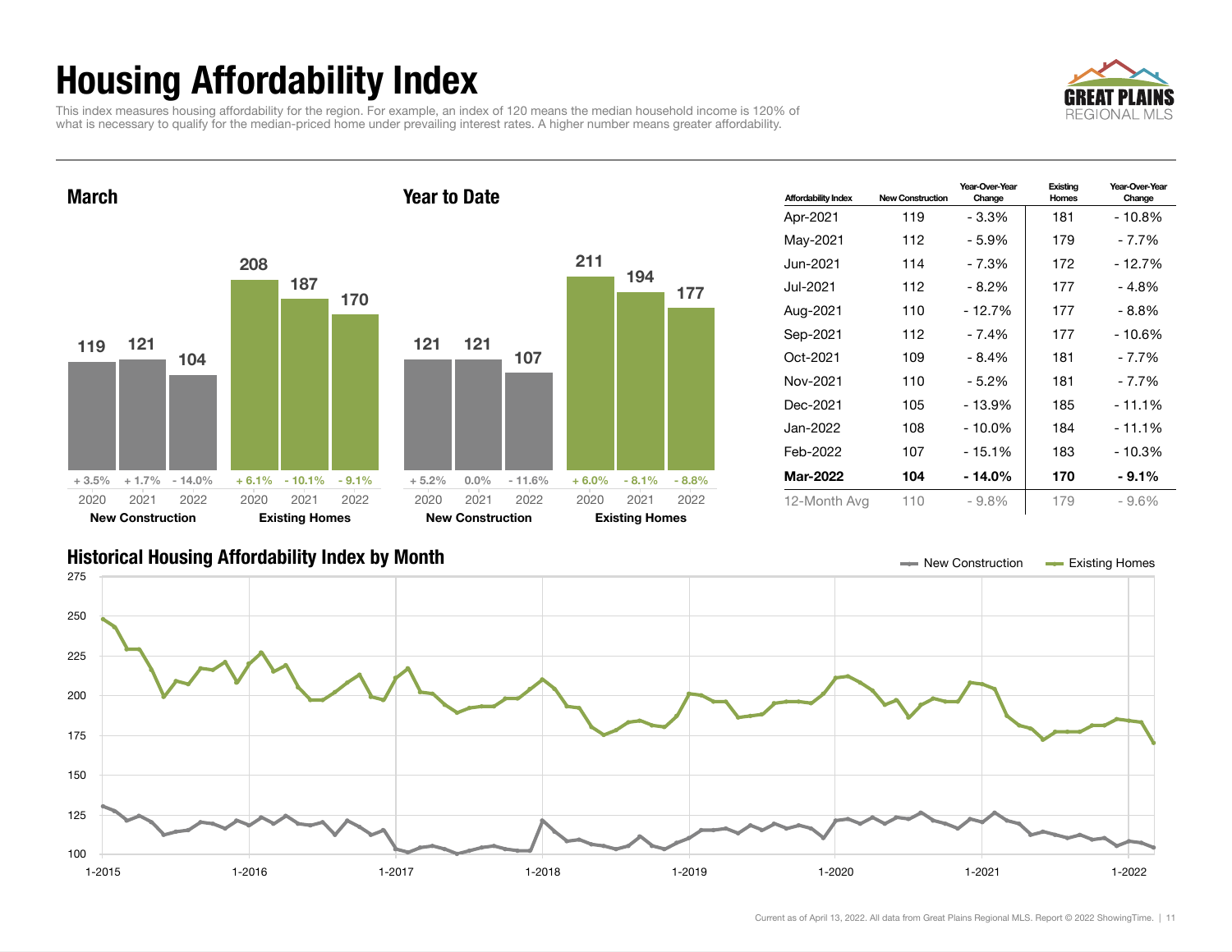# Housing Affordability Index

This index measures housing affordability for the region. For example, an index of 120 means the median household income is 120% of what is necessary to qualify for the median-priced home under prevailing interest rates. A higher number means greater affordability.

## March

| | 2020 | 2021 | 2022 |
|---|---|---|---|
| New Construction | 119 (+ 3.5%) | 121 (+ 1.7%) | 104 (- 14.0%) |
| Existing Homes | 208 (+ 6.1%) | 187 (- 10.1%) | 170 (- 9.1%) |

## Year to Date

| | 2020 | 2021 | 2022 |
|---|---|---|---|
| New Construction | 121 (+ 5.2%) | 121 (0.0%) | 107 (- 11.6%) |
| Existing Homes | 211 (+ 6.0%) | 194 (- 8.1%) | 177 (- 8.8%) |

| Affordability Index | New Construction | Year-Over-Year Change | Existing Homes | Year-Over-Year Change |
|---|---|---|---|---|
| Apr-2021 | 119 | - 3.3% | 181 | - 10.8% |
| May-2021 | 112 | - 5.9% | 179 | - 7.7% |
| Jun-2021 | 114 | - 7.3% | 172 | - 12.7% |
| Jul-2021 | 112 | - 8.2% | 177 | - 4.8% |
| Aug-2021 | 110 | - 12.7% | 177 | - 8.8% |
| Sep-2021 | 112 | - 7.4% | 177 | - 10.6% |
| Oct-2021 | 109 | - 8.4% | 181 | - 7.7% |
| Nov-2021 | 110 | - 5.2% | 181 | - 7.7% |
| Dec-2021 | 105 | - 13.9% | 185 | - 11.1% |
| Jan-2022 | 108 | - 10.0% | 184 | - 11.1% |
| Feb-2022 | 107 | - 15.1% | 183 | - 10.3% |
| **Mar-2022** | **104** | **- 14.0%** | **170** | **- 9.1%** |
| 12-Month Avg | 110 | - 9.8% | 179 | - 9.6% |

## Historical Housing Affordability Index by Month

New Construction — Existing Homes

Current as of April 13, 2022. All data from Great Plains Regional MLS. Report © 2022 ShowingTime.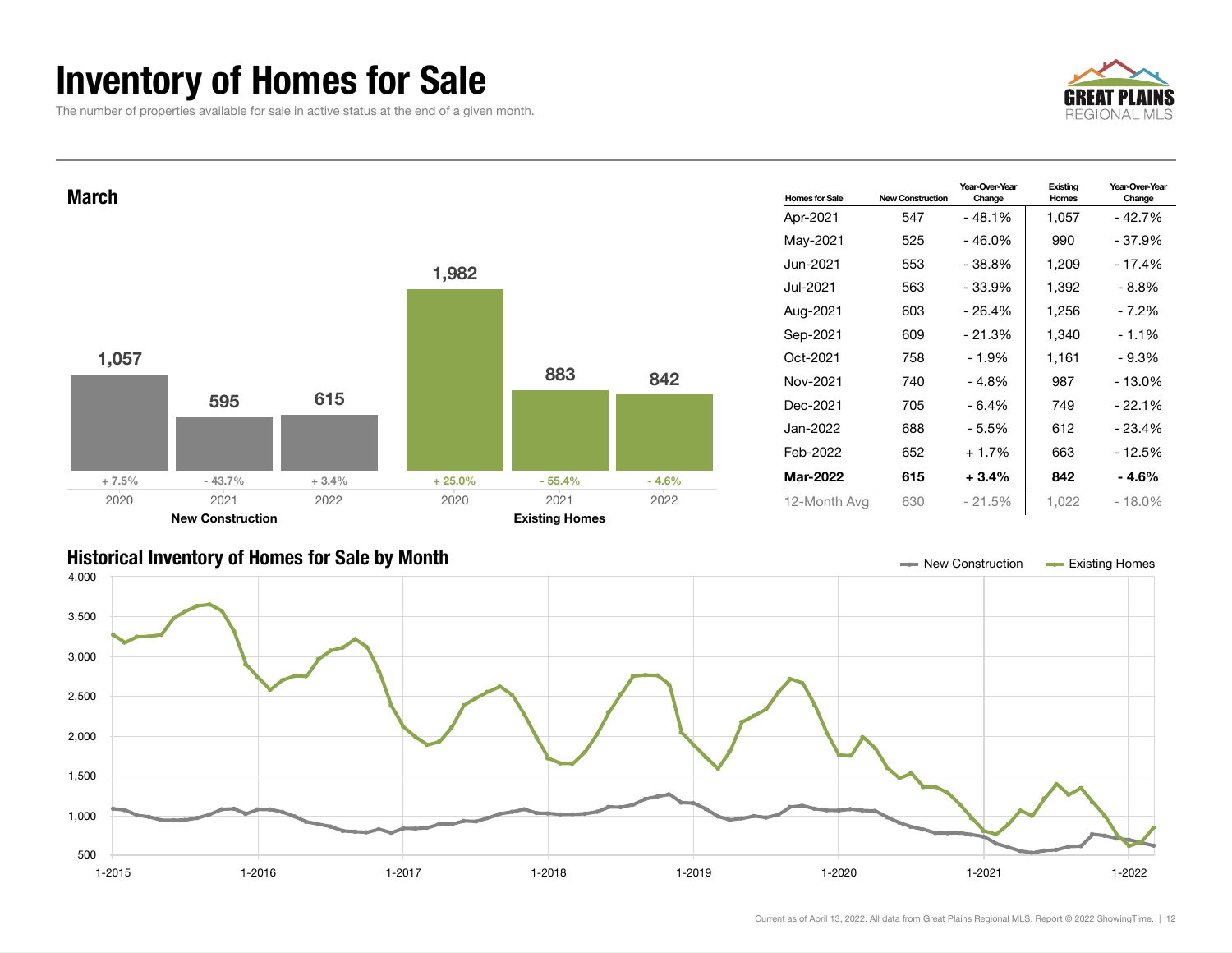# Inventory of Homes for Sale

The number of properties available for sale in active status at the end of a given month.

## March

| | 2020 | 2021 | 2022 |
|---|---|---|---|
| **New Construction** | 1,057 | 595 | 615 |
| Change | + 7.5% | - 43.7% | + 3.4% |
| **Existing Homes** | 1,982 | 883 | 842 |
| Change | + 25.0% | - 55.4% | - 4.6% |

| Homes for Sale | New Construction | Year-Over-Year Change | Existing Homes | Year-Over-Year Change |
|---|---|---|---|---|
| Apr-2021 | 547 | - 48.1% | 1,057 | - 42.7% |
| May-2021 | 525 | - 46.0% | 990 | - 37.9% |
| Jun-2021 | 553 | - 38.8% | 1,209 | - 17.4% |
| Jul-2021 | 563 | - 33.9% | 1,392 | - 8.8% |
| Aug-2021 | 603 | - 26.4% | 1,256 | - 7.2% |
| Sep-2021 | 609 | - 21.3% | 1,340 | - 1.1% |
| Oct-2021 | 758 | - 1.9% | 1,161 | - 9.3% |
| Nov-2021 | 740 | - 4.8% | 987 | - 13.0% |
| Dec-2021 | 705 | - 6.4% | 749 | - 22.1% |
| Jan-2022 | 688 | - 5.5% | 612 | - 23.4% |
| Feb-2022 | 652 | + 1.7% | 663 | - 12.5% |
| **Mar-2022** | **615** | **+ 3.4%** | **842** | **- 4.6%** |
| 12-Month Avg | 630 | - 21.5% | 1,022 | - 18.0% |

## Historical Inventory of Homes for Sale by Month

New Construction — Existing Homes

Current as of April 13, 2022. All data from Great Plains Regional MLS. Report © 2022 ShowingTime.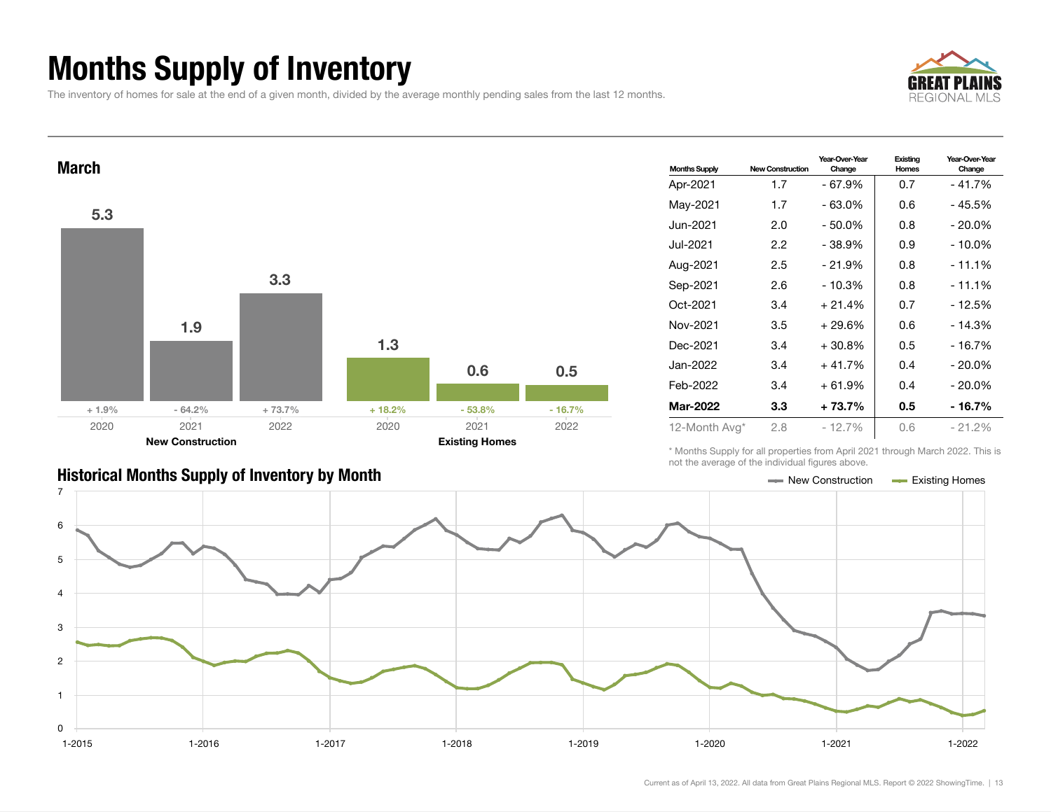# Months Supply of Inventory

The inventory of homes for sale at the end of a given month, divided by the average monthly pending sales from the last 12 months.

## March

| | 2020 | 2021 | 2022 |
|---|---|---|---|
| **New Construction** | 5.3 (+ 1.9%) | 1.9 (- 64.2%) | 3.3 (+ 73.7%) |
| **Existing Homes** | 1.3 (+ 18.2%) | 0.6 (- 53.8%) | 0.5 (- 16.7%) |

| Months Supply | New Construction | Year-Over-Year Change | Existing Homes | Year-Over-Year Change |
|---|---|---|---|---|
| Apr-2021 | 1.7 | - 67.9% | 0.7 | - 41.7% |
| May-2021 | 1.7 | - 63.0% | 0.6 | - 45.5% |
| Jun-2021 | 2.0 | - 50.0% | 0.8 | - 20.0% |
| Jul-2021 | 2.2 | - 38.9% | 0.9 | - 10.0% |
| Aug-2021 | 2.5 | - 21.9% | 0.8 | - 11.1% |
| Sep-2021 | 2.6 | - 10.3% | 0.8 | - 11.1% |
| Oct-2021 | 3.4 | + 21.4% | 0.7 | - 12.5% |
| Nov-2021 | 3.5 | + 29.6% | 0.6 | - 14.3% |
| Dec-2021 | 3.4 | + 30.8% | 0.5 | - 16.7% |
| Jan-2022 | 3.4 | + 41.7% | 0.4 | - 20.0% |
| Feb-2022 | 3.4 | + 61.9% | 0.4 | - 20.0% |
| **Mar-2022** | **3.3** | **+ 73.7%** | **0.5** | **- 16.7%** |
| 12-Month Avg* | 2.8 | - 12.7% | 0.6 | - 21.2% |

\* Months Supply for all properties from April 2021 through March 2022. This is not the average of the individual figures above.

## Historical Months Supply of Inventory by Month

Legend: New Construction, Existing Homes

Current as of April 13, 2022. All data from Great Plains Regional MLS. Report © 2022 ShowingTime.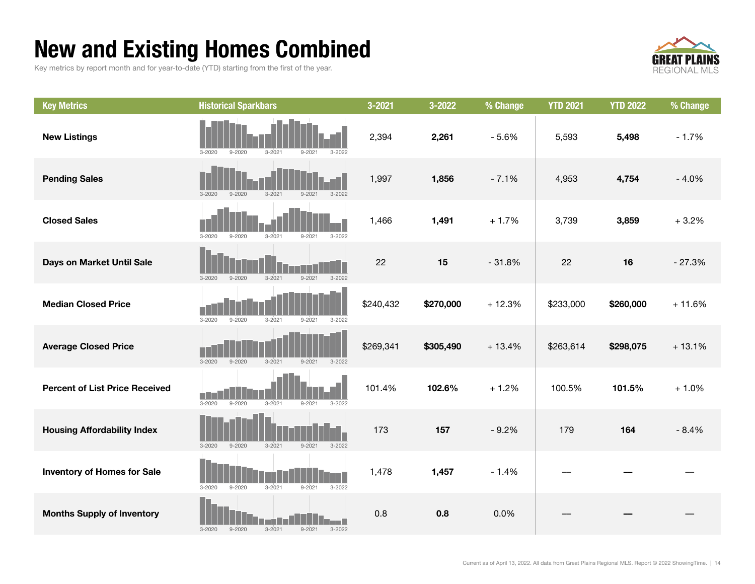# New and Existing Homes Combined

Key metrics by report month and for year-to-date (YTD) starting from the first of the year.

GREAT PLAINS REGIONAL MLS

| Key Metrics | Historical Sparkbars | 3-2021 | 3-2022 | % Change | YTD 2021 | YTD 2022 | % Change |
|---|---|---|---|---|---|---|---|
| New Listings | 3-2020 9-2020 3-2021 9-2021 3-2022 | 2,394 | **2,261** | - 5.6% | 5,593 | **5,498** | - 1.7% |
| Pending Sales | 3-2020 9-2020 3-2021 9-2021 3-2022 | 1,997 | **1,856** | - 7.1% | 4,953 | **4,754** | - 4.0% |
| Closed Sales | 3-2020 9-2020 3-2021 9-2021 3-2022 | 1,466 | **1,491** | + 1.7% | 3,739 | **3,859** | + 3.2% |
| Days on Market Until Sale | 3-2020 9-2020 3-2021 9-2021 3-2022 | 22 | **15** | - 31.8% | 22 | **16** | - 27.3% |
| Median Closed Price | 3-2020 9-2020 3-2021 9-2021 3-2022 | $240,432 | **$270,000** | + 12.3% | $233,000 | **$260,000** | + 11.6% |
| Average Closed Price | 3-2020 9-2020 3-2021 9-2021 3-2022 | $269,341 | **$305,490** | + 13.4% | $263,614 | **$298,075** | + 13.1% |
| Percent of List Price Received | 3-2020 9-2020 3-2021 9-2021 3-2022 | 101.4% | **102.6%** | + 1.2% | 100.5% | **101.5%** | + 1.0% |
| Housing Affordability Index | 3-2020 9-2020 3-2021 9-2021 3-2022 | 173 | **157** | - 9.2% | 179 | **164** | - 8.4% |
| Inventory of Homes for Sale | 3-2020 9-2020 3-2021 9-2021 3-2022 | 1,478 | **1,457** | - 1.4% | — | **—** | — |
| Months Supply of Inventory | 3-2020 9-2020 3-2021 9-2021 3-2022 | 0.8 | **0.8** | 0.0% | — | **—** | — |

Current as of April 13, 2022. All data from Great Plains Regional MLS. Report © 2022 ShowingTime.